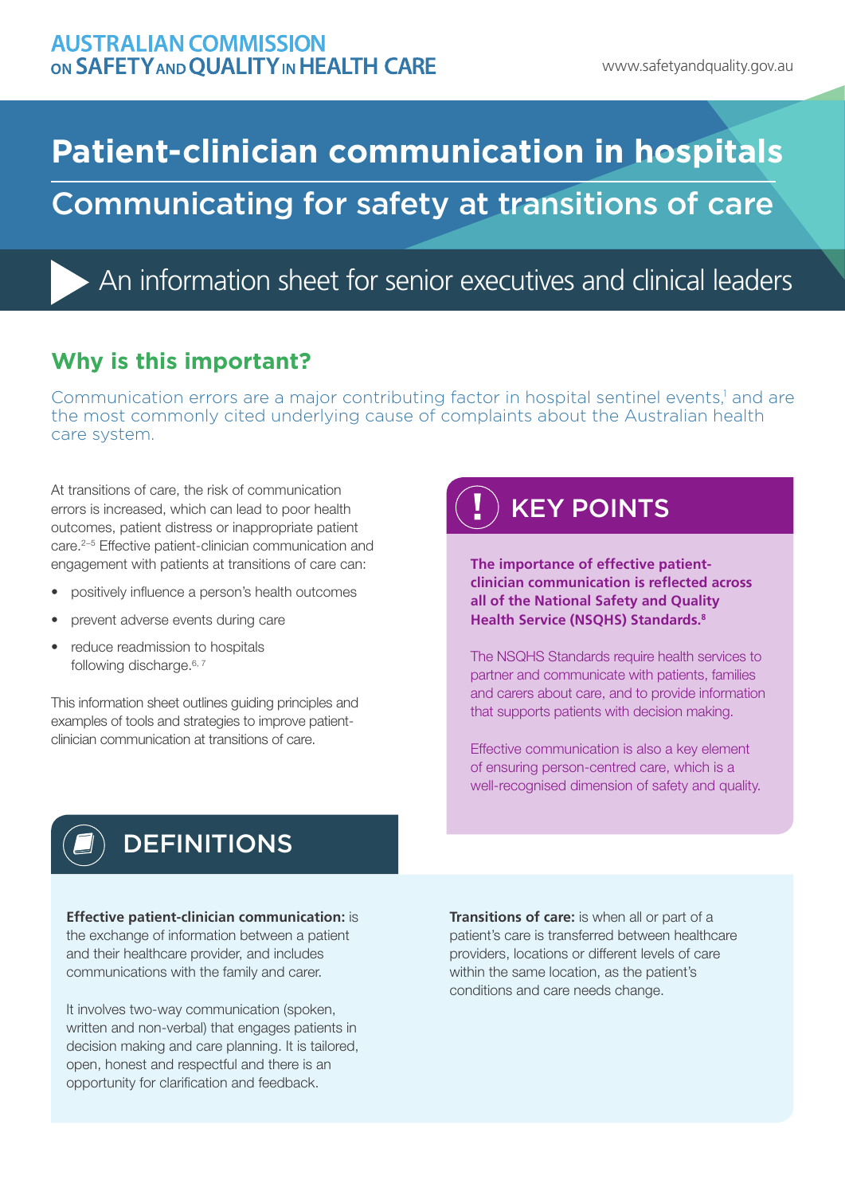AUSTRALIAN COMMISSION ON SAFETY AND QUALITY IN HEALTH CARE

www.safetyandquality.gov.au

# Patient-clinician communication in hospitals

## Communicating for safety at transitions of care

An information sheet for senior executives and clinical leaders

## Why is this important?

Communication errors are a major contributing factor in hospital sentinel events,[1] and are the most commonly cited underlying cause of complaints about the Australian health care system.

At transitions of care, the risk of communication errors is increased, which can lead to poor health outcomes, patient distress or inappropriate patient care.[2–5] Effective patient-clinician communication and engagement with patients at transitions of care can:

- positively influence a person's health outcomes
- prevent adverse events during care
- reduce readmission to hospitals following discharge.[6, 7]

This information sheet outlines guiding principles and examples of tools and strategies to improve patient-clinician communication at transitions of care.

## KEY POINTS

**The importance of effective patient-clinician communication is reflected across all of the National Safety and Quality Health Service (NSQHS) Standards.[8]**

The NSQHS Standards require health services to partner and communicate with patients, families and carers about care, and to provide information that supports patients with decision making.

Effective communication is also a key element of ensuring person-centred care, which is a well-recognised dimension of safety and quality.

## DEFINITIONS

**Effective patient-clinician communication:** is the exchange of information between a patient and their healthcare provider, and includes communications with the family and carer.

It involves two-way communication (spoken, written and non-verbal) that engages patients in decision making and care planning. It is tailored, open, honest and respectful and there is an opportunity for clarification and feedback.

**Transitions of care:** is when all or part of a patient's care is transferred between healthcare providers, locations or different levels of care within the same location, as the patient's conditions and care needs change.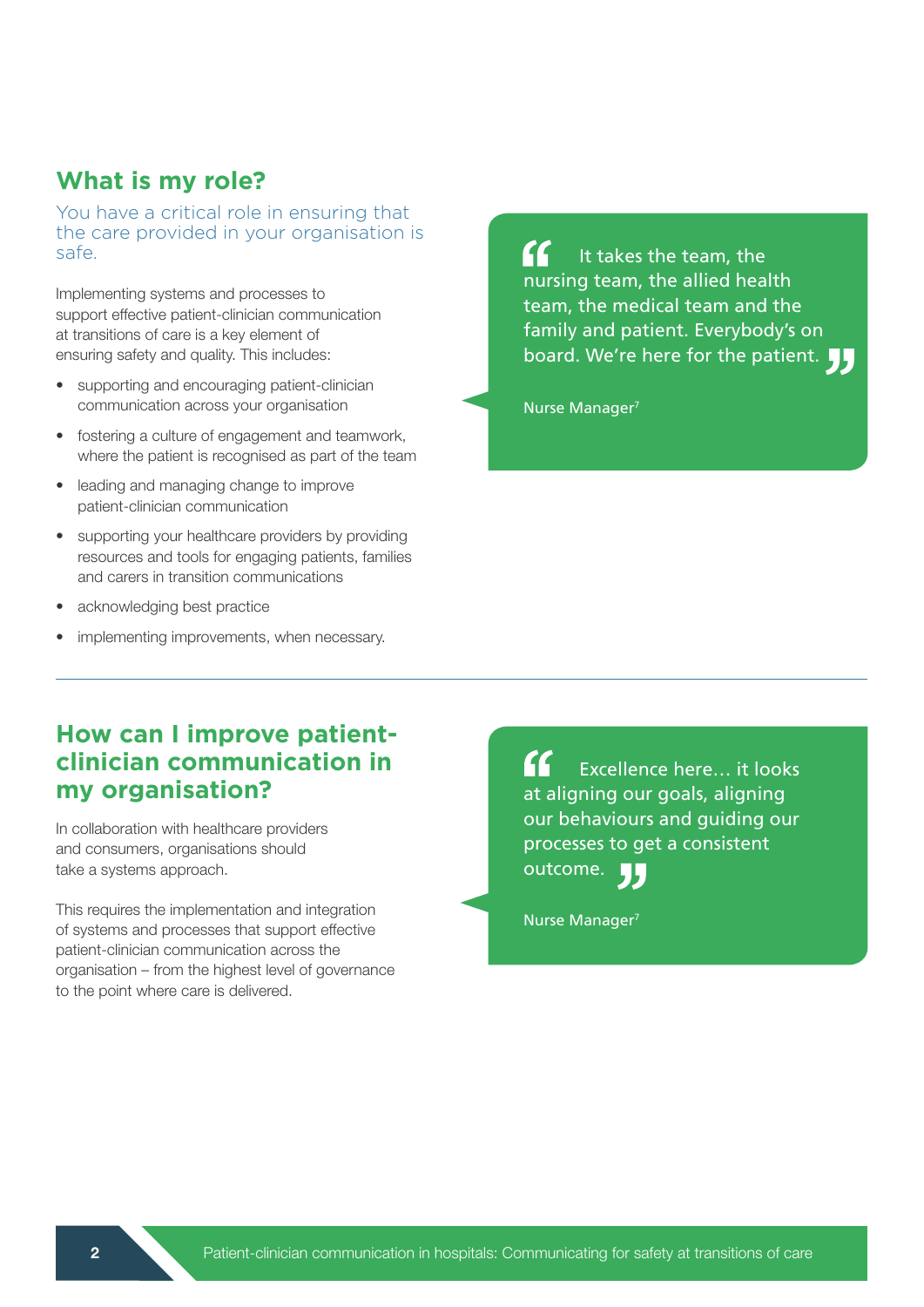## What is my role?

You have a critical role in ensuring that the care provided in your organisation is safe.

Implementing systems and processes to support effective patient-clinician communication at transitions of care is a key element of ensuring safety and quality. This includes:

- supporting and encouraging patient-clinician communication across your organisation
- fostering a culture of engagement and teamwork, where the patient is recognised as part of the team
- leading and managing change to improve patient-clinician communication
- supporting your healthcare providers by providing resources and tools for engaging patients, families and carers in transition communications
- acknowledging best practice
- implementing improvements, when necessary.

> "It takes the team, the nursing team, the allied health team, the medical team and the family and patient. Everybody's on board. We're here for the patient."
>
> Nurse Manager[7]

## How can I improve patient-clinician communication in my organisation?

In collaboration with healthcare providers and consumers, organisations should take a systems approach.

This requires the implementation and integration of systems and processes that support effective patient-clinician communication across the organisation – from the highest level of governance to the point where care is delivered.

> "Excellence here… it looks at aligning our goals, aligning our behaviours and guiding our processes to get a consistent outcome."
>
> Nurse Manager[7]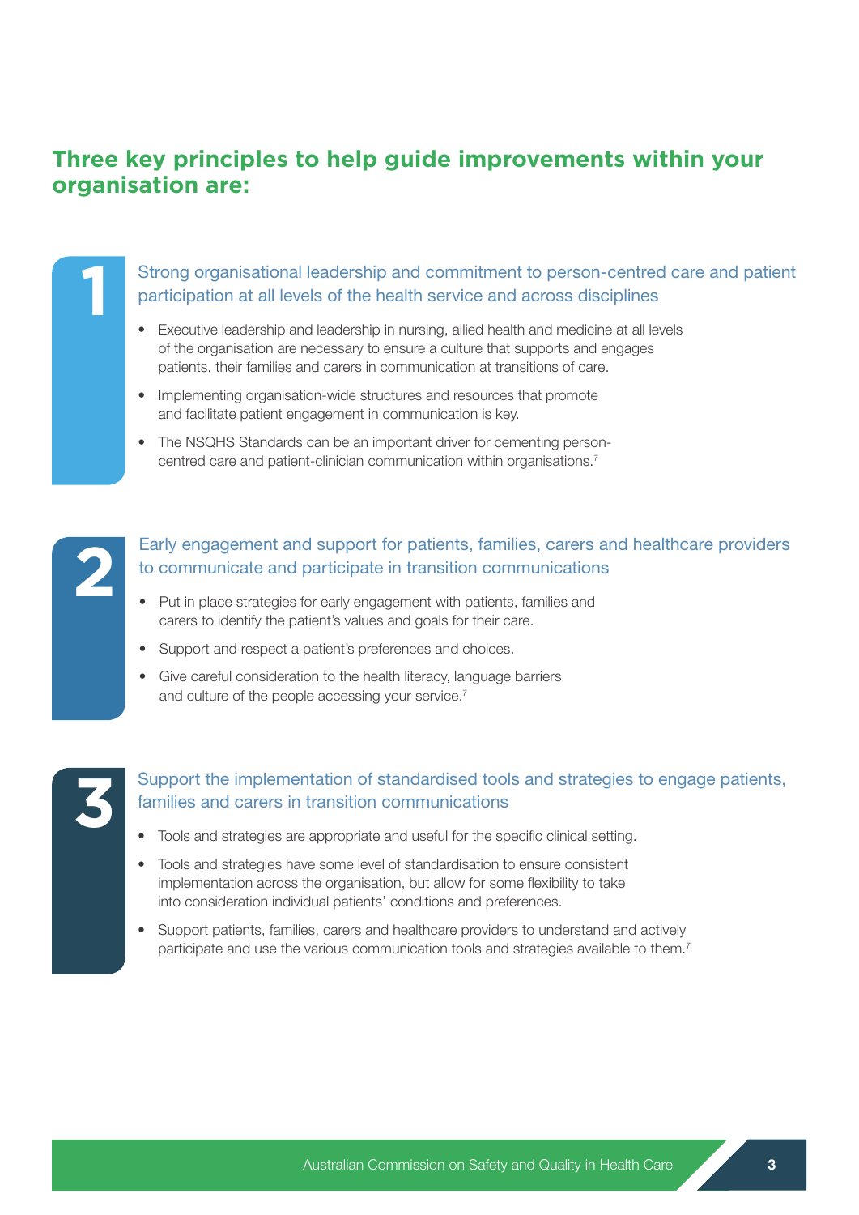## Three key principles to help guide improvements within your organisation are:

### 1 Strong organisational leadership and commitment to person-centred care and patient participation at all levels of the health service and across disciplines

- Executive leadership and leadership in nursing, allied health and medicine at all levels of the organisation are necessary to ensure a culture that supports and engages patients, their families and carers in communication at transitions of care.
- Implementing organisation-wide structures and resources that promote and facilitate patient engagement in communication is key.
- The NSQHS Standards can be an important driver for cementing person-centred care and patient-clinician communication within organisations.[7]

### 2 Early engagement and support for patients, families, carers and healthcare providers to communicate and participate in transition communications

- Put in place strategies for early engagement with patients, families and carers to identify the patient's values and goals for their care.
- Support and respect a patient's preferences and choices.
- Give careful consideration to the health literacy, language barriers and culture of the people accessing your service.[7]

### 3 Support the implementation of standardised tools and strategies to engage patients, families and carers in transition communications

- Tools and strategies are appropriate and useful for the specific clinical setting.
- Tools and strategies have some level of standardisation to ensure consistent implementation across the organisation, but allow for some flexibility to take into consideration individual patients' conditions and preferences.
- Support patients, families, carers and healthcare providers to understand and actively participate and use the various communication tools and strategies available to them.[7]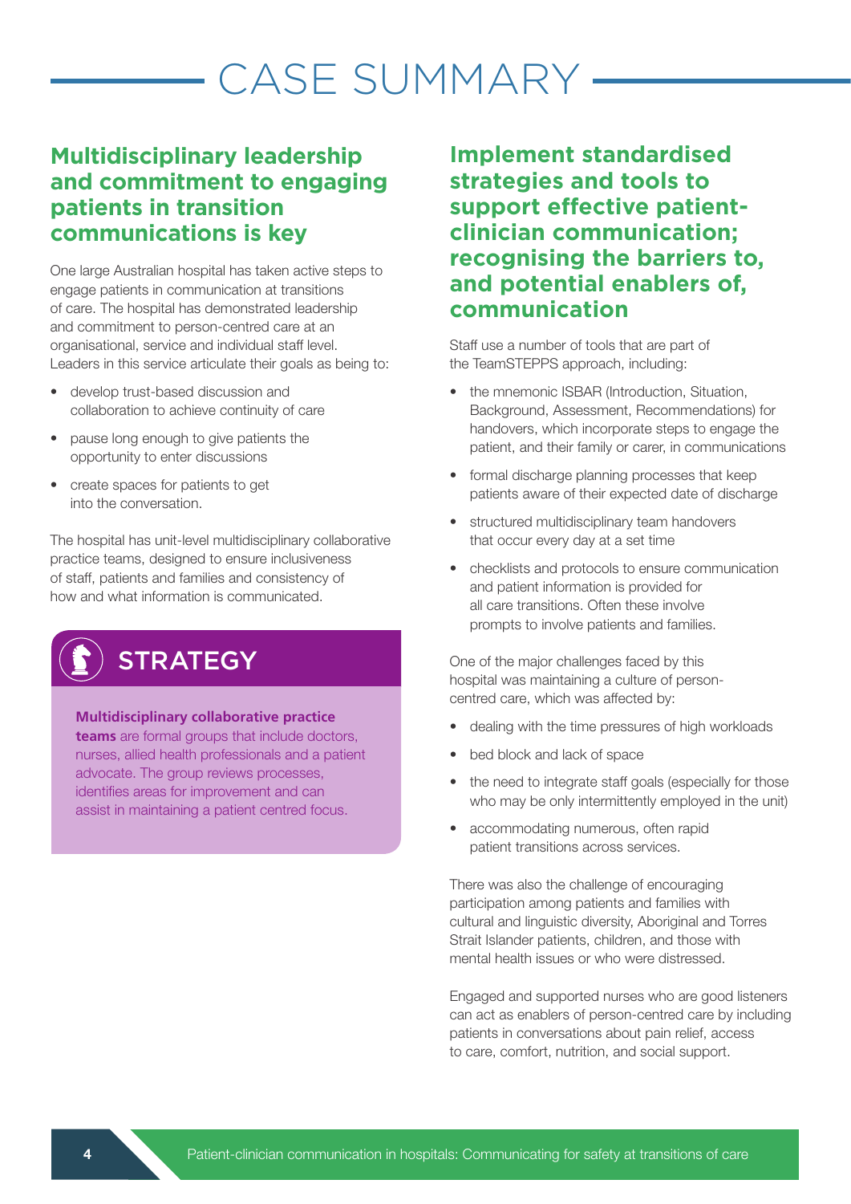# CASE SUMMARY

## Multidisciplinary leadership and commitment to engaging patients in transition communications is key

One large Australian hospital has taken active steps to engage patients in communication at transitions of care. The hospital has demonstrated leadership and commitment to person-centred care at an organisational, service and individual staff level. Leaders in this service articulate their goals as being to:

- develop trust-based discussion and collaboration to achieve continuity of care
- pause long enough to give patients the opportunity to enter discussions
- create spaces for patients to get into the conversation.

The hospital has unit-level multidisciplinary collaborative practice teams, designed to ensure inclusiveness of staff, patients and families and consistency of how and what information is communicated.

### STRATEGY

**Multidisciplinary collaborative practice teams** are formal groups that include doctors, nurses, allied health professionals and a patient advocate. The group reviews processes, identifies areas for improvement and can assist in maintaining a patient centred focus.

## Implement standardised strategies and tools to support effective patient-clinician communication; recognising the barriers to, and potential enablers of, communication

Staff use a number of tools that are part of the TeamSTEPPS approach, including:

- the mnemonic ISBAR (Introduction, Situation, Background, Assessment, Recommendations) for handovers, which incorporate steps to engage the patient, and their family or carer, in communications
- formal discharge planning processes that keep patients aware of their expected date of discharge
- structured multidisciplinary team handovers that occur every day at a set time
- checklists and protocols to ensure communication and patient information is provided for all care transitions. Often these involve prompts to involve patients and families.

One of the major challenges faced by this hospital was maintaining a culture of person-centred care, which was affected by:

- dealing with the time pressures of high workloads
- bed block and lack of space
- the need to integrate staff goals (especially for those who may be only intermittently employed in the unit)
- accommodating numerous, often rapid patient transitions across services.

There was also the challenge of encouraging participation among patients and families with cultural and linguistic diversity, Aboriginal and Torres Strait Islander patients, children, and those with mental health issues or who were distressed.

Engaged and supported nurses who are good listeners can act as enablers of person-centred care by including patients in conversations about pain relief, access to care, comfort, nutrition, and social support.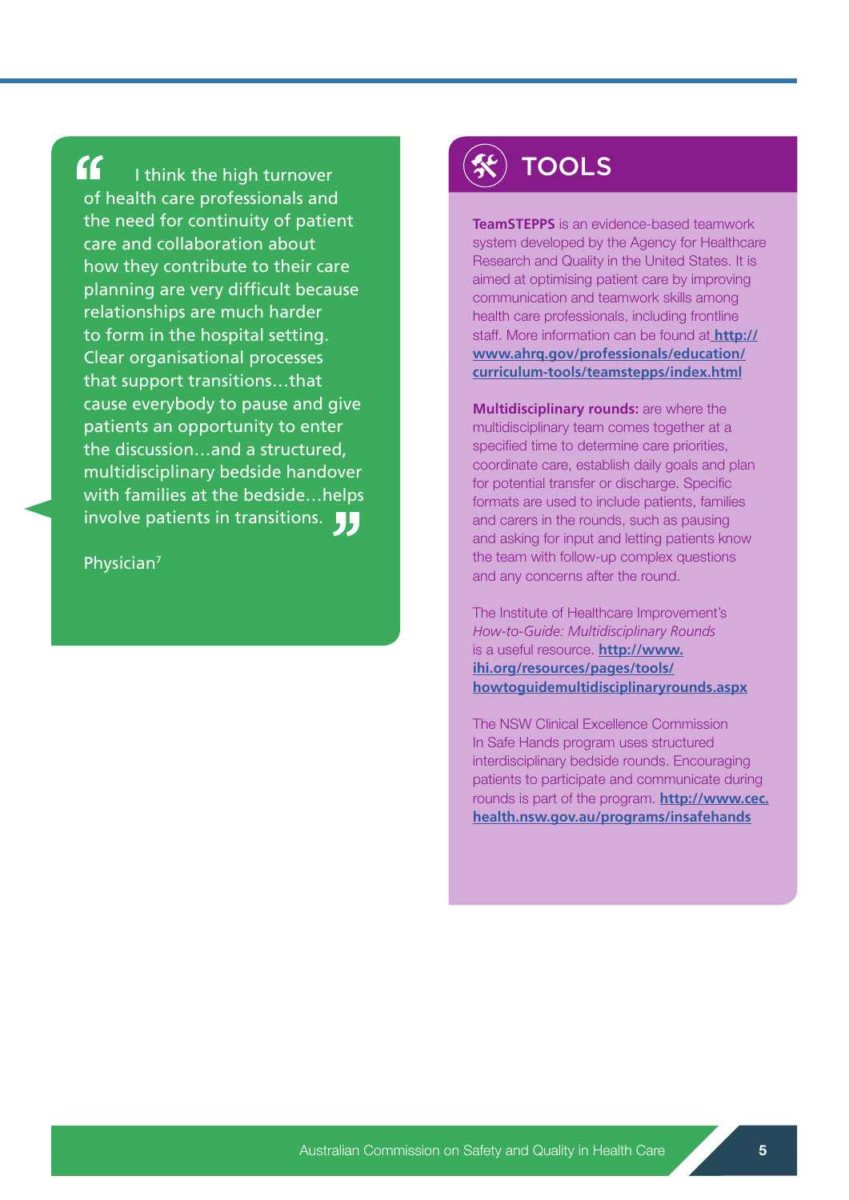> I think the high turnover of health care professionals and the need for continuity of patient care and collaboration about how they contribute to their care planning are very difficult because relationships are much harder to form in the hospital setting. Clear organisational processes that support transitions…that cause everybody to pause and give patients an opportunity to enter the discussion…and a structured, multidisciplinary bedside handover with families at the bedside…helps involve patients in transitions.
>
> Physician[7]

## TOOLS

**TeamSTEPPS** is an evidence-based teamwork system developed by the Agency for Healthcare Research and Quality in the United States. It is aimed at optimising patient care by improving communication and teamwork skills among health care professionals, including frontline staff. More information can be found at **http://www.ahrq.gov/professionals/education/curriculum-tools/teamstepps/index.html**

**Multidisciplinary rounds:** are where the multidisciplinary team comes together at a specified time to determine care priorities, coordinate care, establish daily goals and plan for potential transfer or discharge. Specific formats are used to include patients, families and carers in the rounds, such as pausing and asking for input and letting patients know the team with follow-up complex questions and any concerns after the round.

The Institute of Healthcare Improvement's *How-to-Guide: Multidisciplinary Rounds* is a useful resource. **http://www.ihi.org/resources/pages/tools/howtoguidemultidisciplinaryrounds.aspx**

The NSW Clinical Excellence Commission In Safe Hands program uses structured interdisciplinary bedside rounds. Encouraging patients to participate and communicate during rounds is part of the program. **http://www.cec.health.nsw.gov.au/programs/insafehands**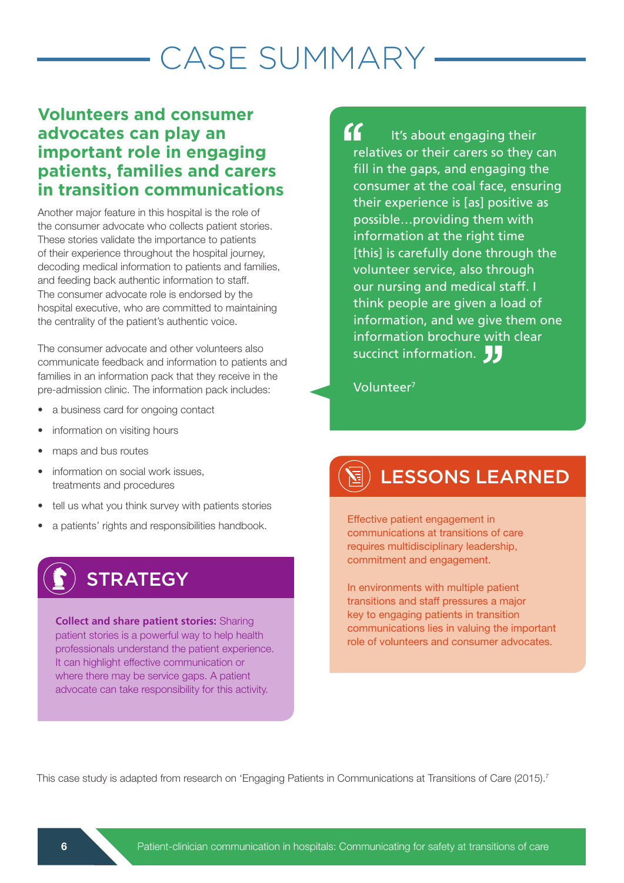# CASE SUMMARY

## Volunteers and consumer advocates can play an important role in engaging patients, families and carers in transition communications

Another major feature in this hospital is the role of the consumer advocate who collects patient stories. These stories validate the importance to patients of their experience throughout the hospital journey, decoding medical information to patients and families, and feeding back authentic information to staff. The consumer advocate role is endorsed by the hospital executive, who are committed to maintaining the centrality of the patient's authentic voice.

The consumer advocate and other volunteers also communicate feedback and information to patients and families in an information pack that they receive in the pre-admission clinic. The information pack includes:

- a business card for ongoing contact
- information on visiting hours
- maps and bus routes
- information on social work issues, treatments and procedures
- tell us what you think survey with patients stories
- a patients' rights and responsibilities handbook.

> "It's about engaging their relatives or their carers so they can fill in the gaps, and engaging the consumer at the coal face, ensuring their experience is [as] positive as possible…providing them with information at the right time [this] is carefully done through the volunteer service, also through our nursing and medical staff. I think people are given a load of information, and we give them one information brochure with clear succinct information."
>
> Volunteer[7]

### STRATEGY

**Collect and share patient stories:** Sharing patient stories is a powerful way to help health professionals understand the patient experience. It can highlight effective communication or where there may be service gaps. A patient advocate can take responsibility for this activity.

### LESSONS LEARNED

Effective patient engagement in communications at transitions of care requires multidisciplinary leadership, commitment and engagement.

In environments with multiple patient transitions and staff pressures a major key to engaging patients in transition communications lies in valuing the important role of volunteers and consumer advocates.

This case study is adapted from research on 'Engaging Patients in Communications at Transitions of Care (2015).[7]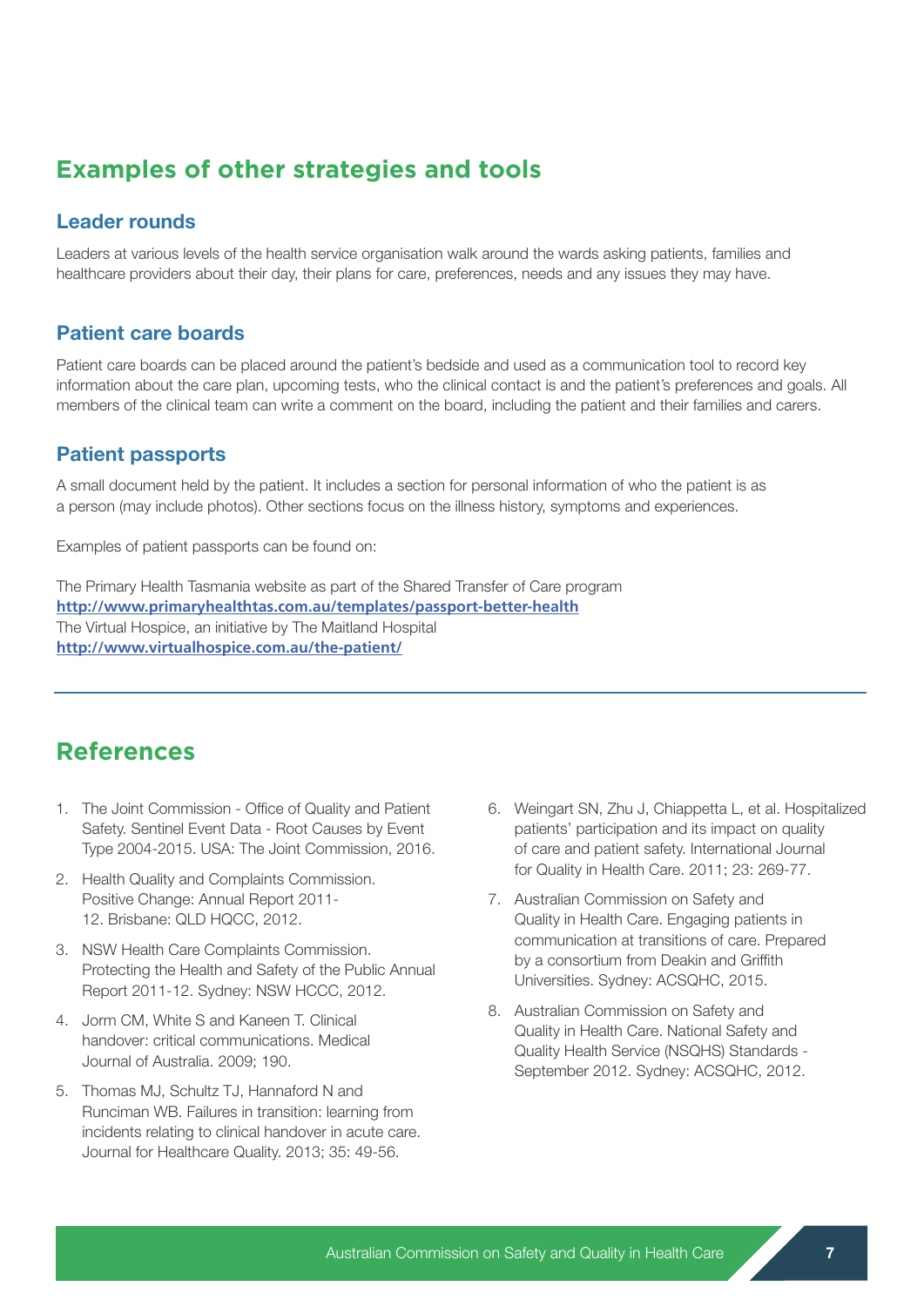## Examples of other strategies and tools

### Leader rounds

Leaders at various levels of the health service organisation walk around the wards asking patients, families and healthcare providers about their day, their plans for care, preferences, needs and any issues they may have.

### Patient care boards

Patient care boards can be placed around the patient's bedside and used as a communication tool to record key information about the care plan, upcoming tests, who the clinical contact is and the patient's preferences and goals. All members of the clinical team can write a comment on the board, including the patient and their families and carers.

### Patient passports

A small document held by the patient. It includes a section for personal information of who the patient is as a person (may include photos). Other sections focus on the illness history, symptoms and experiences.

Examples of patient passports can be found on:

The Primary Health Tasmania website as part of the Shared Transfer of Care program
**http://www.primaryhealthtas.com.au/templates/passport-better-health**
The Virtual Hospice, an initiative by The Maitland Hospital
**http://www.virtualhospice.com.au/the-patient/**

---

## References

1. The Joint Commission - Office of Quality and Patient Safety. Sentinel Event Data - Root Causes by Event Type 2004-2015. USA: The Joint Commission, 2016.
2. Health Quality and Complaints Commission. Positive Change: Annual Report 2011-12. Brisbane: QLD HQCC, 2012.
3. NSW Health Care Complaints Commission. Protecting the Health and Safety of the Public Annual Report 2011-12. Sydney: NSW HCCC, 2012.
4. Jorm CM, White S and Kaneen T. Clinical handover: critical communications. Medical Journal of Australia. 2009; 190.
5. Thomas MJ, Schultz TJ, Hannaford N and Runciman WB. Failures in transition: learning from incidents relating to clinical handover in acute care. Journal for Healthcare Quality. 2013; 35: 49-56.
6. Weingart SN, Zhu J, Chiappetta L, et al. Hospitalized patients' participation and its impact on quality of care and patient safety. International Journal for Quality in Health Care. 2011; 23: 269-77.
7. Australian Commission on Safety and Quality in Health Care. Engaging patients in communication at transitions of care. Prepared by a consortium from Deakin and Griffith Universities. Sydney: ACSQHC, 2015.
8. Australian Commission on Safety and Quality in Health Care. National Safety and Quality Health Service (NSQHS) Standards - September 2012. Sydney: ACSQHC, 2012.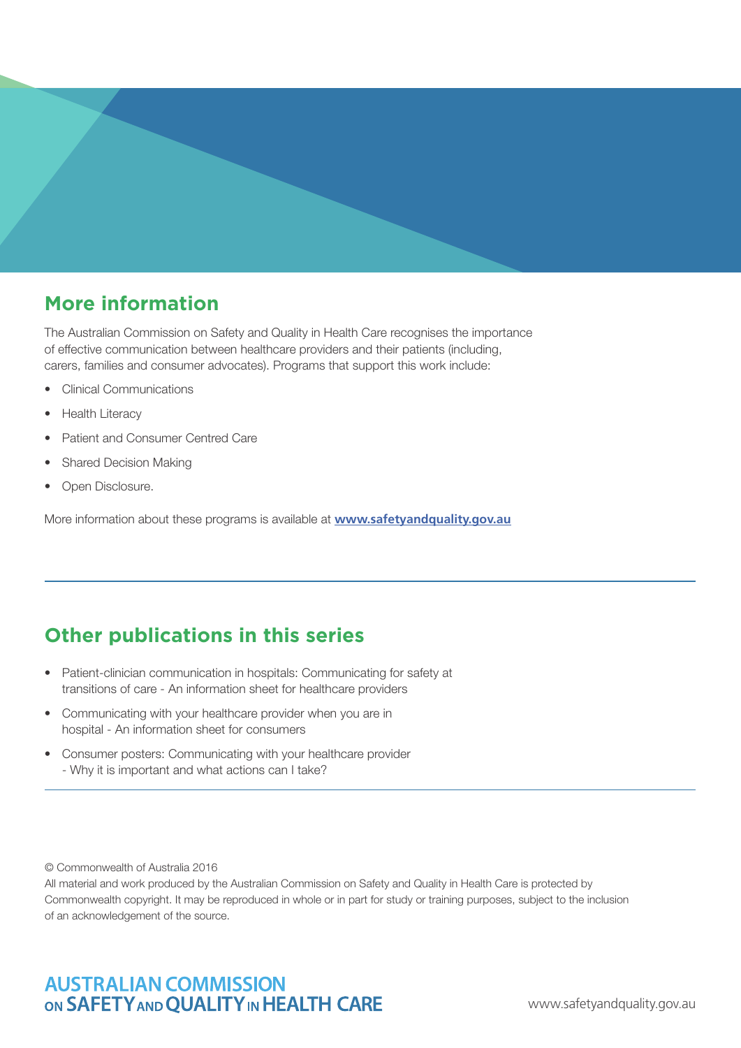## More information

The Australian Commission on Safety and Quality in Health Care recognises the importance of effective communication between healthcare providers and their patients (including, carers, families and consumer advocates). Programs that support this work include:

- Clinical Communications
- Health Literacy
- Patient and Consumer Centred Care
- Shared Decision Making
- Open Disclosure.

More information about these programs is available at **www.safetyandquality.gov.au**

---

## Other publications in this series

- Patient-clinician communication in hospitals: Communicating for safety at transitions of care - An information sheet for healthcare providers
- Communicating with your healthcare provider when you are in hospital - An information sheet for consumers
- Consumer posters: Communicating with your healthcare provider - Why it is important and what actions can I take?

---

© Commonwealth of Australia 2016

All material and work produced by the Australian Commission on Safety and Quality in Health Care is protected by Commonwealth copyright. It may be reproduced in whole or in part for study or training purposes, subject to the inclusion of an acknowledgement of the source.

AUSTRALIAN COMMISSION ON SAFETY AND QUALITY IN HEALTH CARE

www.safetyandquality.gov.au